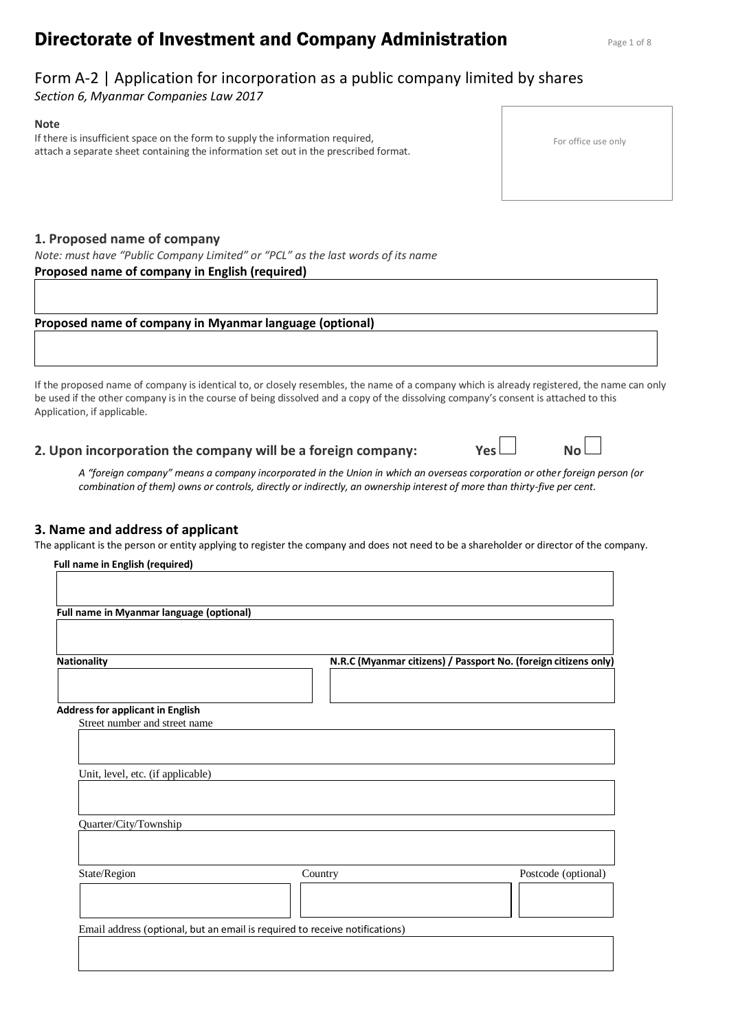# Directorate of Investment and Company Administration

## Form A-2 | Application for incorporation as a public company limited by shares

*Section 6, Myanmar Companies Law 2017*

**Note**

If there is insufficient space on the form to supply the information required, attach a separate sheet containing the information set out in the prescribed format.

For office use only

### 1. Proposed name of company

*Note: must have "Public Company Limited" or "PCL" as the last words of its name*

**Proposed name of company in English (required)**

**Proposed name of company in Myanmar language (optional)**

If the proposed name of company is identical to, or closely resembles, the name of a company which is already registered, the name can only be used if the other company is in the course of being dissolved and a copy of the dissolving company's consent is attached to this Application, if applicable.

### 2. Upon incorporation the company will be a foreign company: Yes ☐ No ☐

*A "foreign company" means a company incorporated in the Union in which an overseas corporation or other foreign person (or combination of them) owns or controls, directly or indirectly, an ownership interest of more than thirty-five per cent.*

### 3. Name and address of applicant

The applicant is the person or entity applying to register the company and does not need to be a shareholder or director of the company.

**Full name in English (required)**

**Full name in Myanmar language (optional)**

**Nationality**

**N.R.C (Myanmar citizens) / Passport No. (foreign citizens only)**

**Address for applicant in English**

Street number and street name

Unit, level, etc. (if applicable)

Quarter/City/Township

State/Region

Country

Postcode (optional)

Email address (optional, but an email is required to receive notifications)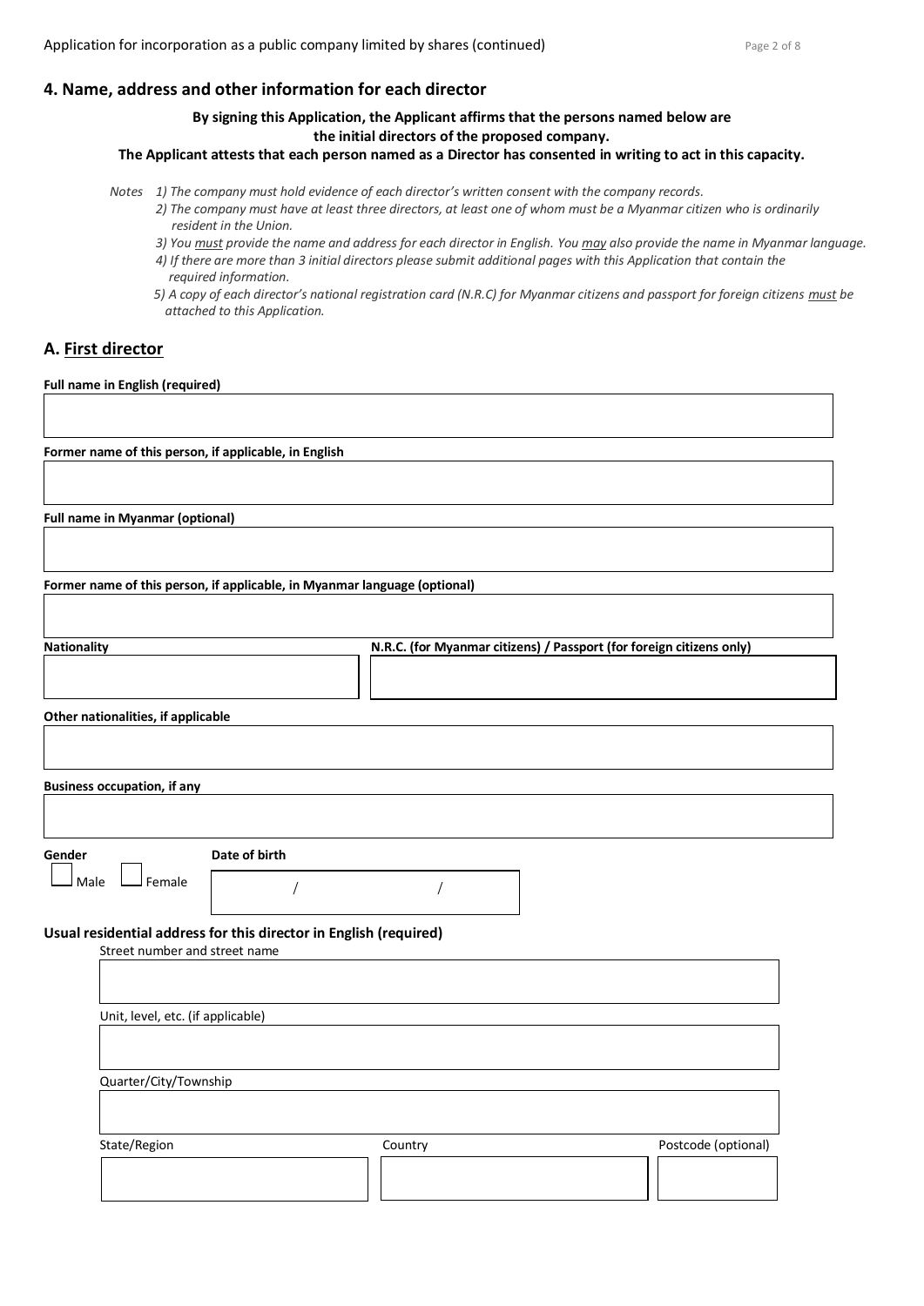## 4. Name, address and other information for each director

**By signing this Application, the Applicant affirms that the persons named below are the initial directors of the proposed company.**

**The Applicant attests that each person named as a Director has consented in writing to act in this capacity.**

*Notes*
1) *The company must hold evidence of each director's written consent with the company records.*
2) *The company must have at least three directors, at least one of whom must be a Myanmar citizen who is ordinarily resident in the Union.*
3) *You must provide the name and address for each director in English. You may also provide the name in Myanmar language.*
4) *If there are more than 3 initial directors please submit additional pages with this Application that contain the required information.*
5) *A copy of each director's national registration card (N.R.C) for Myanmar citizens and passport for foreign citizens must be attached to this Application.*

## A. First director

**Full name in English (required)**

**Former name of this person, if applicable, in English**

**Full name in Myanmar (optional)**

**Former name of this person, if applicable, in Myanmar language (optional)**

**Nationality**

**N.R.C. (for Myanmar citizens) / Passport (for foreign citizens only)**

**Other nationalities, if applicable**

**Business occupation, if any**

**Gender**

☐ Male ☐ Female

**Date of birth**

/ /

**Usual residential address for this director in English (required)**

Street number and street name

Unit, level, etc. (if applicable)

Quarter/City/Township

State/Region

Country

Postcode (optional)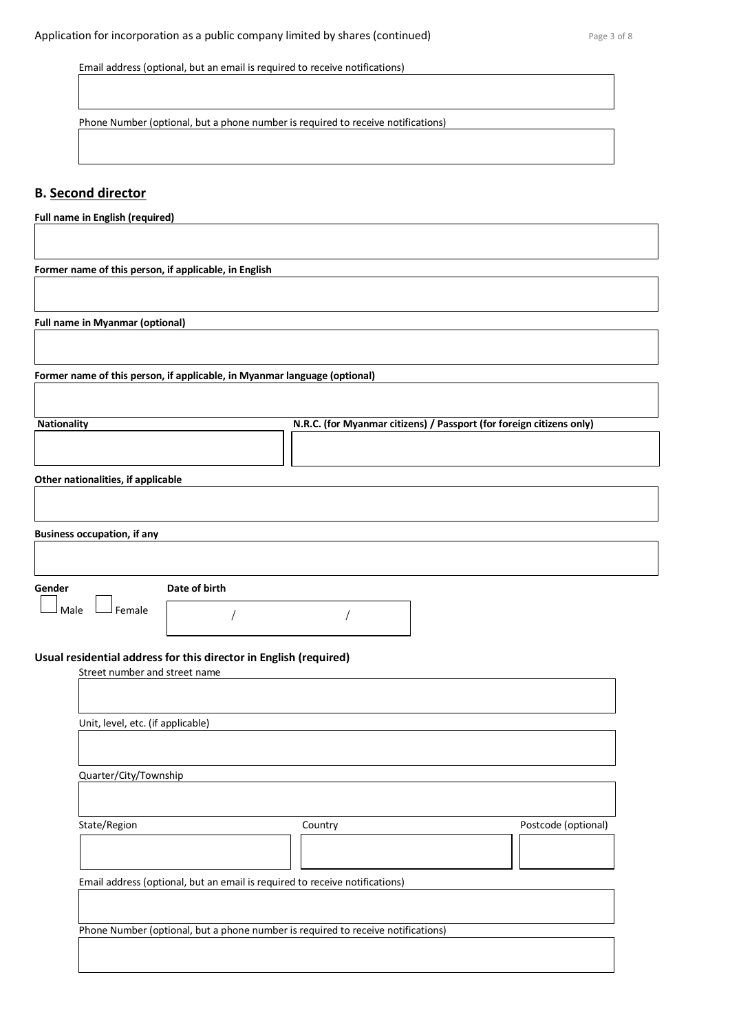Email address (optional, but an email is required to receive notifications)

Phone Number (optional, but a phone number is required to receive notifications)

## B. Second director

**Full name in English (required)**

**Former name of this person, if applicable, in English**

**Full name in Myanmar (optional)**

**Former name of this person, if applicable, in Myanmar language (optional)**

**Nationality**

**N.R.C. (for Myanmar citizens) / Passport (for foreign citizens only)**

**Other nationalities, if applicable**

**Business occupation, if any**

**Gender**

☐ Male ☐ Female

**Date of birth**

/ /

**Usual residential address for this director in English (required)**

Street number and street name

Unit, level, etc. (if applicable)

Quarter/City/Township

State/Region

Country

Postcode (optional)

Email address (optional, but an email is required to receive notifications)

Phone Number (optional, but a phone number is required to receive notifications)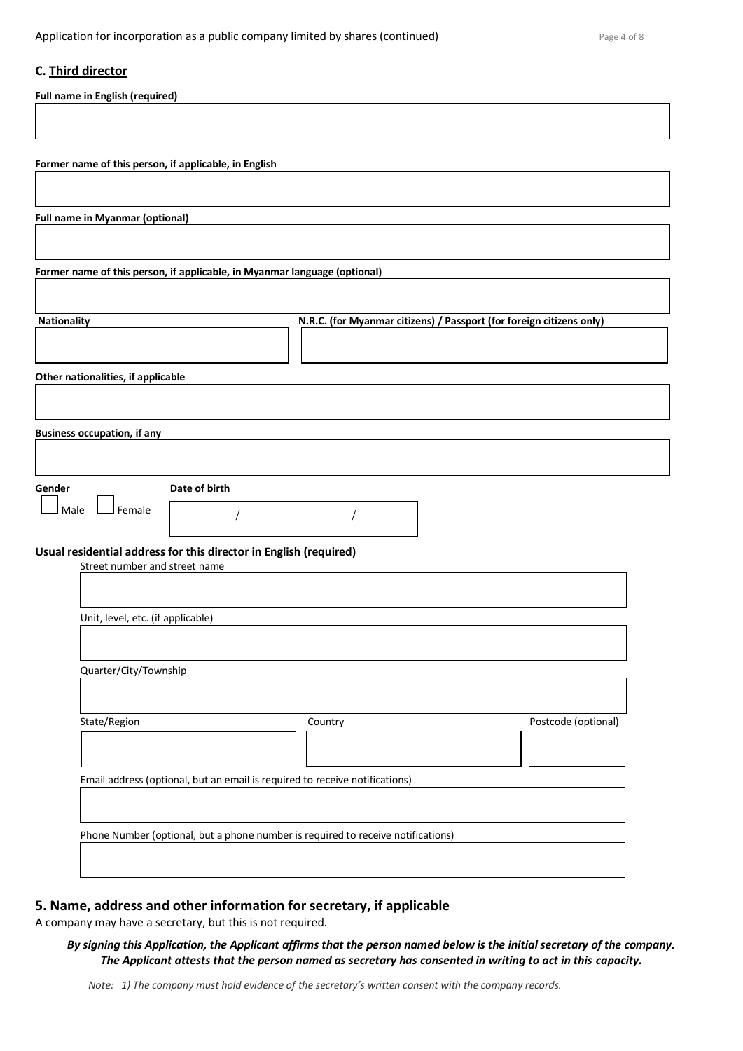### C. Third director

**Full name in English (required)**

**Former name of this person, if applicable, in English**

**Full name in Myanmar (optional)**

**Former name of this person, if applicable, in Myanmar language (optional)**

**Nationality**

**N.R.C. (for Myanmar citizens) / Passport (for foreign citizens only)**

**Other nationalities, if applicable**

**Business occupation, if any**

**Gender**

☐ Male ☐ Female

**Date of birth**

/ /

**Usual residential address for this director in English (required)**

Street number and street name

Unit, level, etc. (if applicable)

Quarter/City/Township

State/Region

Country

Postcode (optional)

Email address (optional, but an email is required to receive notifications)

Phone Number (optional, but a phone number is required to receive notifications)

## 5. Name, address and other information for secretary, if applicable

A company may have a secretary, but this is not required.

***By signing this Application, the Applicant affirms that the person named below is the initial secretary of the company. The Applicant attests that the person named as secretary has consented in writing to act in this capacity.***

*Note: 1) The company must hold evidence of the secretary's written consent with the company records.*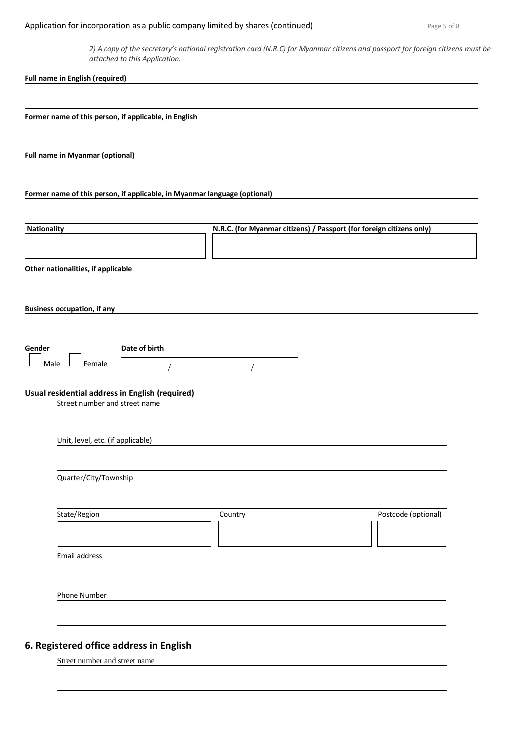*2) A copy of the secretary's national registration card (N.R.C) for Myanmar citizens and passport for foreign citizens must be attached to this Application.*

**Full name in English (required)**

**Former name of this person, if applicable, in English**

**Full name in Myanmar (optional)**

**Former name of this person, if applicable, in Myanmar language (optional)**

**Nationality**

**N.R.C. (for Myanmar citizens) / Passport (for foreign citizens only)**

**Other nationalities, if applicable**

**Business occupation, if any**

**Gender**

☐ Male ☐ Female

**Date of birth**

/ /

**Usual residential address in English (required)**

Street number and street name

Unit, level, etc. (if applicable)

Quarter/City/Township

State/Region

Country

Postcode (optional)

Email address

Phone Number

## 6. Registered office address in English

Street number and street name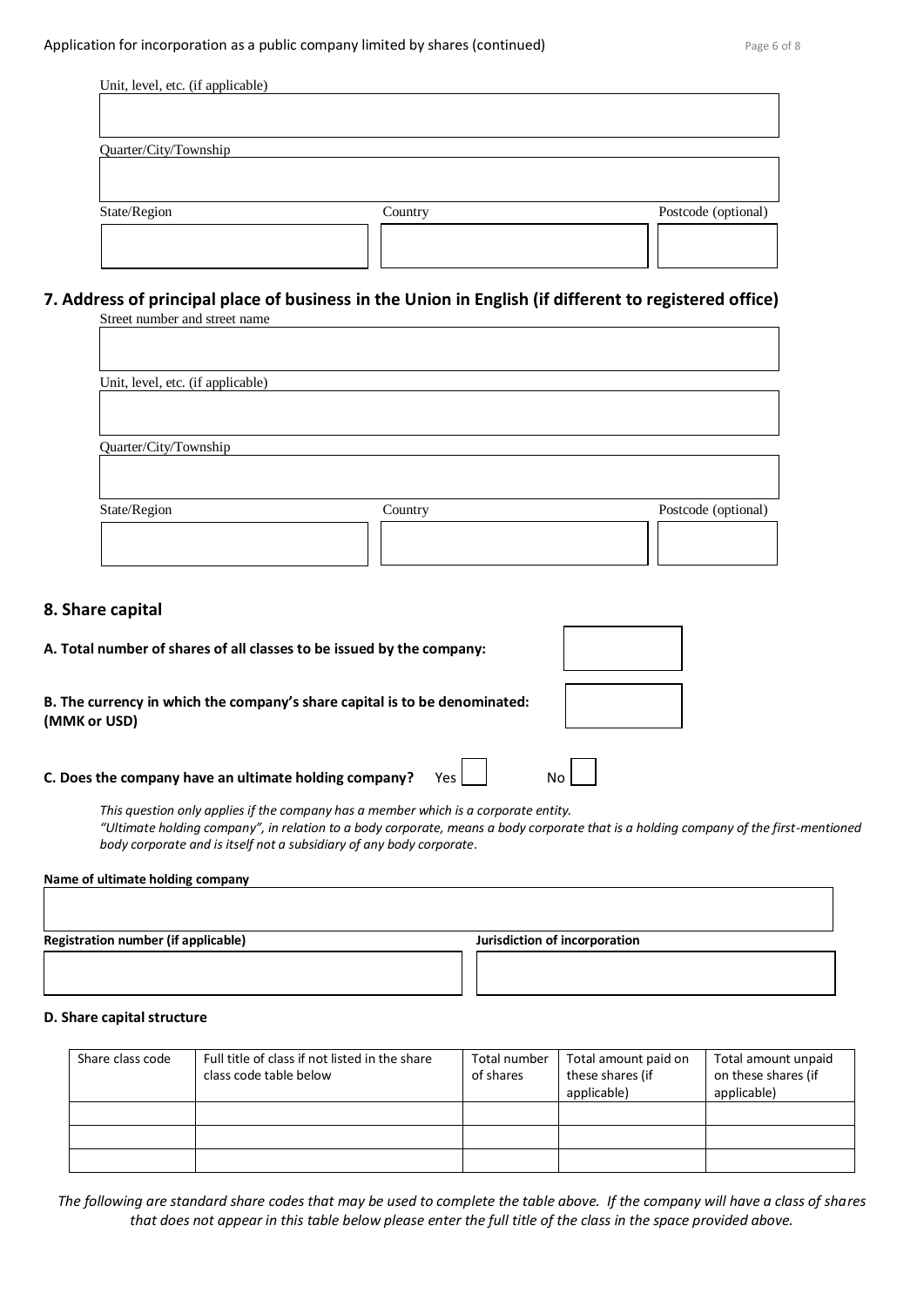Unit, level, etc. (if applicable)

Quarter/City/Township

State/Region | Country | Postcode (optional)

## 7. Address of principal place of business in the Union in English (if different to registered office)

Street number and street name

Unit, level, etc. (if applicable)

Quarter/City/Township

State/Region | Country | Postcode (optional)

## 8. Share capital

**A. Total number of shares of all classes to be issued by the company:**

**B. The currency in which the company's share capital is to be denominated: (MMK or USD)**

**C. Does the company have an ultimate holding company?** Yes ☐ No ☐

*This question only applies if the company has a member which is a corporate entity.*
*"Ultimate holding company", in relation to a body corporate, means a body corporate that is a holding company of the first-mentioned body corporate and is itself not a subsidiary of any body corporate.*

**Name of ultimate holding company**

**Registration number (if applicable)** | **Jurisdiction of incorporation**

**D. Share capital structure**

| Share class code | Full title of class if not listed in the share class code table below | Total number of shares | Total amount paid on these shares (if applicable) | Total amount unpaid on these shares (if applicable) |
|---|---|---|---|---|
| | | | | |
| | | | | |
| | | | | |

*The following are standard share codes that may be used to complete the table above. If the company will have a class of shares that does not appear in this table below please enter the full title of the class in the space provided above.*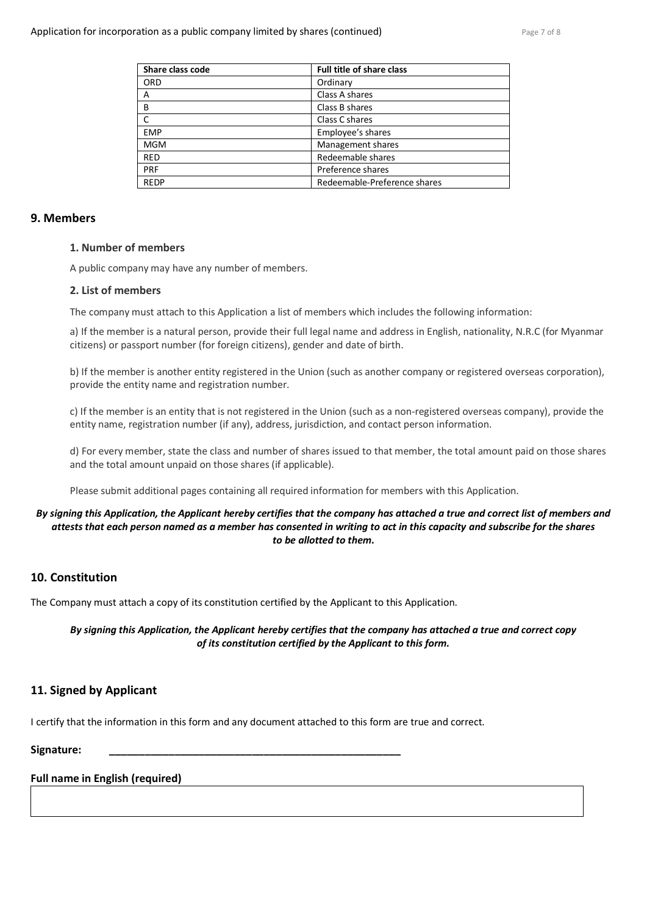| Share class code | Full title of share class |
| --- | --- |
| ORD | Ordinary |
| A | Class A shares |
| B | Class B shares |
| C | Class C shares |
| EMP | Employee's shares |
| MGM | Management shares |
| RED | Redeemable shares |
| PRF | Preference shares |
| REDP | Redeemable-Preference shares |

## 9. Members

### 1. Number of members

A public company may have any number of members.

### 2. List of members

The company must attach to this Application a list of members which includes the following information:

a) If the member is a natural person, provide their full legal name and address in English, nationality, N.R.C (for Myanmar citizens) or passport number (for foreign citizens), gender and date of birth.

b) If the member is another entity registered in the Union (such as another company or registered overseas corporation), provide the entity name and registration number.

c) If the member is an entity that is not registered in the Union (such as a non-registered overseas company), provide the entity name, registration number (if any), address, jurisdiction, and contact person information.

d) For every member, state the class and number of shares issued to that member, the total amount paid on those shares and the total amount unpaid on those shares (if applicable).

Please submit additional pages containing all required information for members with this Application.

***By signing this Application, the Applicant hereby certifies that the company has attached a true and correct list of members and attests that each person named as a member has consented in writing to act in this capacity and subscribe for the shares to be allotted to them.***

## 10. Constitution

The Company must attach a copy of its constitution certified by the Applicant to this Application.

***By signing this Application, the Applicant hereby certifies that the company has attached a true and correct copy of its constitution certified by the Applicant to this form.***

## 11. Signed by Applicant

I certify that the information in this form and any document attached to this form are true and correct.

**Signature:** ______________________________________________

**Full name in English (required)**

| |
| --- |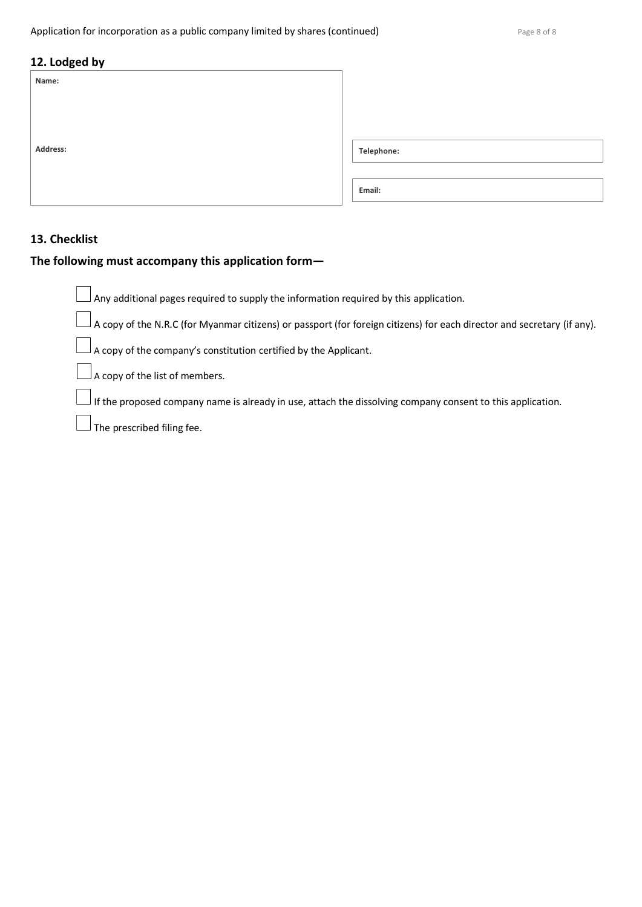## 12. Lodged by

**Name:**

**Address:**

**Telephone:**

**Email:**

## 13. Checklist

### The following must accompany this application form—

- ☐ Any additional pages required to supply the information required by this application.
- ☐ A copy of the N.R.C (for Myanmar citizens) or passport (for foreign citizens) for each director and secretary (if any).
- ☐ A copy of the company's constitution certified by the Applicant.
- ☐ A copy of the list of members.
- ☐ If the proposed company name is already in use, attach the dissolving company consent to this application.
- ☐ The prescribed filing fee.